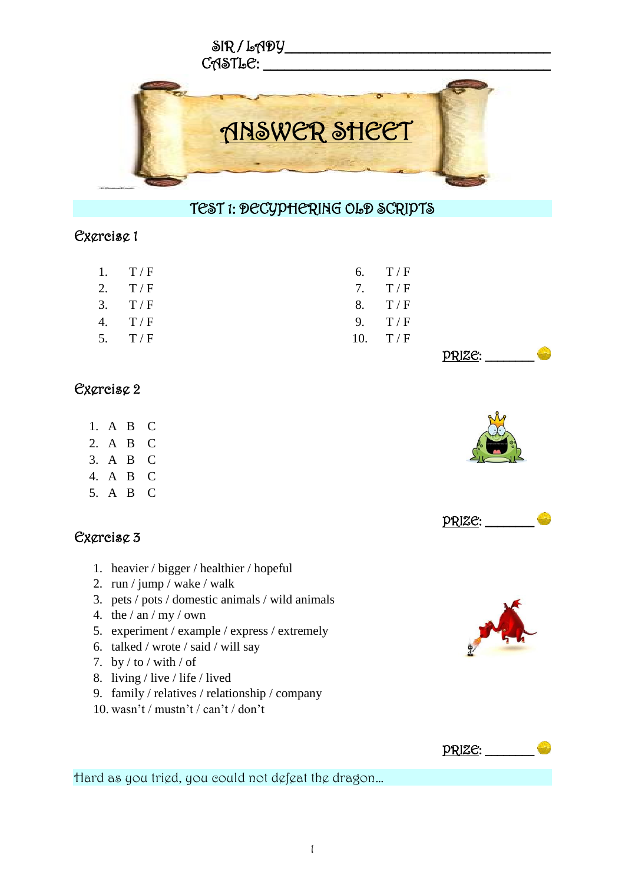SIR / LADY\_\_\_\_\_\_\_\_\_\_\_\_\_\_\_\_\_\_\_\_\_\_\_\_\_\_\_\_\_\_\_\_\_\_\_\_
CASTLE: \_\_\_\_\_\_\_\_\_\_\_\_\_\_\_\_\_\_\_\_\_\_\_\_\_\_\_\_\_\_\_\_\_\_\_\_

# ANSWER SHEET

## TEST 1: DECYPHERING OLD SCRIPTS

### Exercise 1

1. T / F
2. T / F
3. T / F
4. T / F
5. T / F
6. T / F
7. T / F
8. T / F
9. T / F
10. T / F

PRIZE: \_\_\_\_\_\_\_

### Exercise 2

1. A B C
2. A B C
3. A B C
4. A B C
5. A B C

PRIZE: \_\_\_\_\_\_\_

### Exercise 3

1. heavier / bigger / healthier / hopeful
2. run / jump / wake / walk
3. pets / pots / domestic animals / wild animals
4. the / an / my / own
5. experiment / example / express / extremely
6. talked / wrote / said / will say
7. by / to / with / of
8. living / live / life / lived
9. family / relatives / relationship / company
10. wasn't / mustn't / can't / don't

PRIZE: \_\_\_\_\_\_\_

Hard as you tried, you could not defeat the dragon...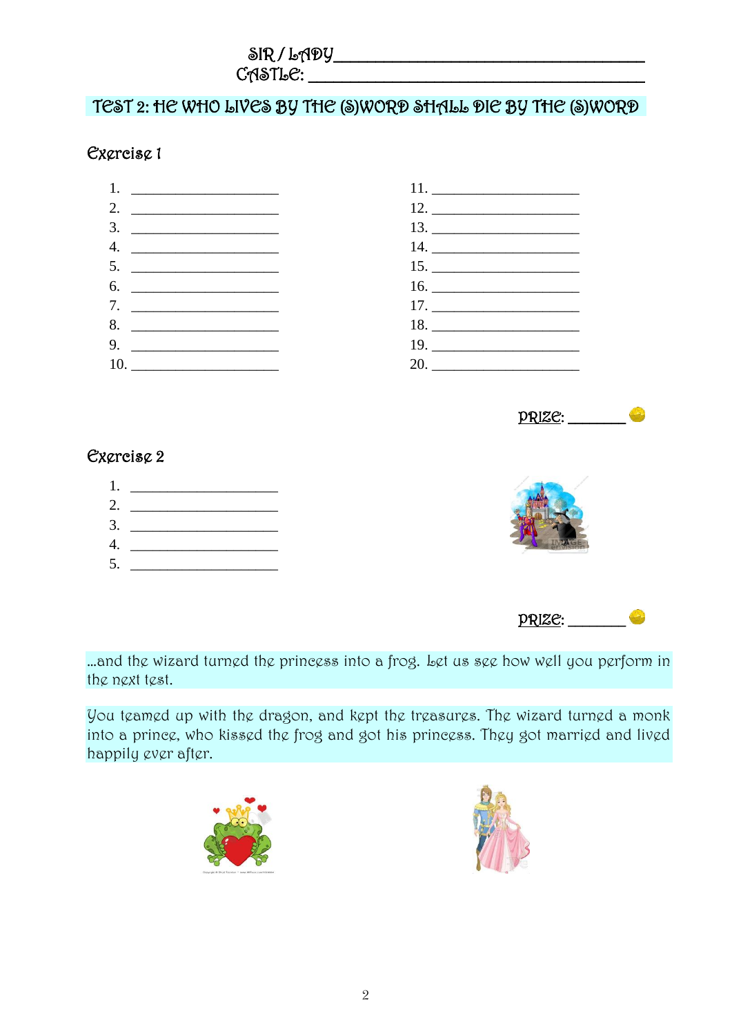SIR / LADY ___________________________________

CASTLE: ___________________________________

# TEST 2: HE WHO LIVES BY THE (S)WORD SHALL DIE BY THE (S)WORD

## Exercise 1

1. ____________________
2. ____________________
3. ____________________
4. ____________________
5. ____________________
6. ____________________
7. ____________________
8. ____________________
9. ____________________
10. ____________________
11. ____________________
12. ____________________
13. ____________________
14. ____________________
15. ____________________
16. ____________________
17. ____________________
18. ____________________
19. ____________________
20. ____________________

PRIZE: _______

## Exercise 2

1. ____________________
2. ____________________
3. ____________________
4. ____________________
5. ____________________

PRIZE: _______

...and the wizard turned the princess into a frog. Let us see how well you perform in the next test.

You teamed up with the dragon, and kept the treasures. The wizard turned a monk into a prince, who kissed the frog and got his princess. They got married and lived happily ever after.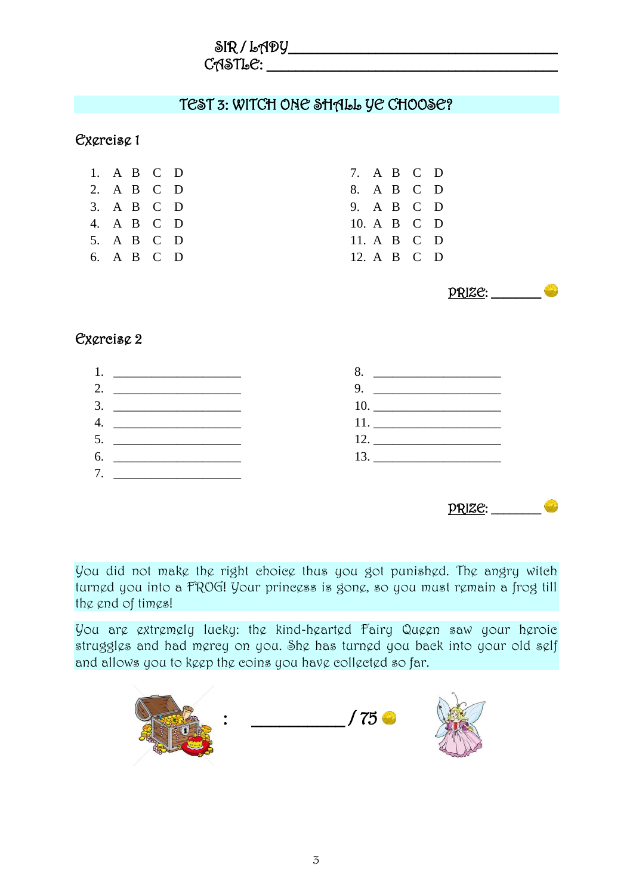SIR / LADY ___________________________________

CASTLE: ___________________________________

## TEST 3: WITCH ONE SHALL YE CHOOSE?

### Exercise 1

1. A B C D
2. A B C D
3. A B C D
4. A B C D
5. A B C D
6. A B C D
7. A B C D
8. A B C D
9. A B C D
10. A B C D
11. A B C D
12. A B C D

PRIZE: _______

### Exercise 2

1. ____________________
2. ____________________
3. ____________________
4. ____________________
5. ____________________
6. ____________________
7. ____________________
8. ____________________
9. ____________________
10. ____________________
11. ____________________
12. ____________________
13. ____________________

PRIZE: _______

You did not make the right choice thus you got punished. The angry witch turned you into a FROG! Your princess is gone, so you must remain a frog till the end of times!

You are extremely lucky: the kind-hearted Fairy Queen saw your heroic struggles and had mercy on you. She has turned you back into your old self and allows you to keep the coins you have collected so far.

: __________ / 75